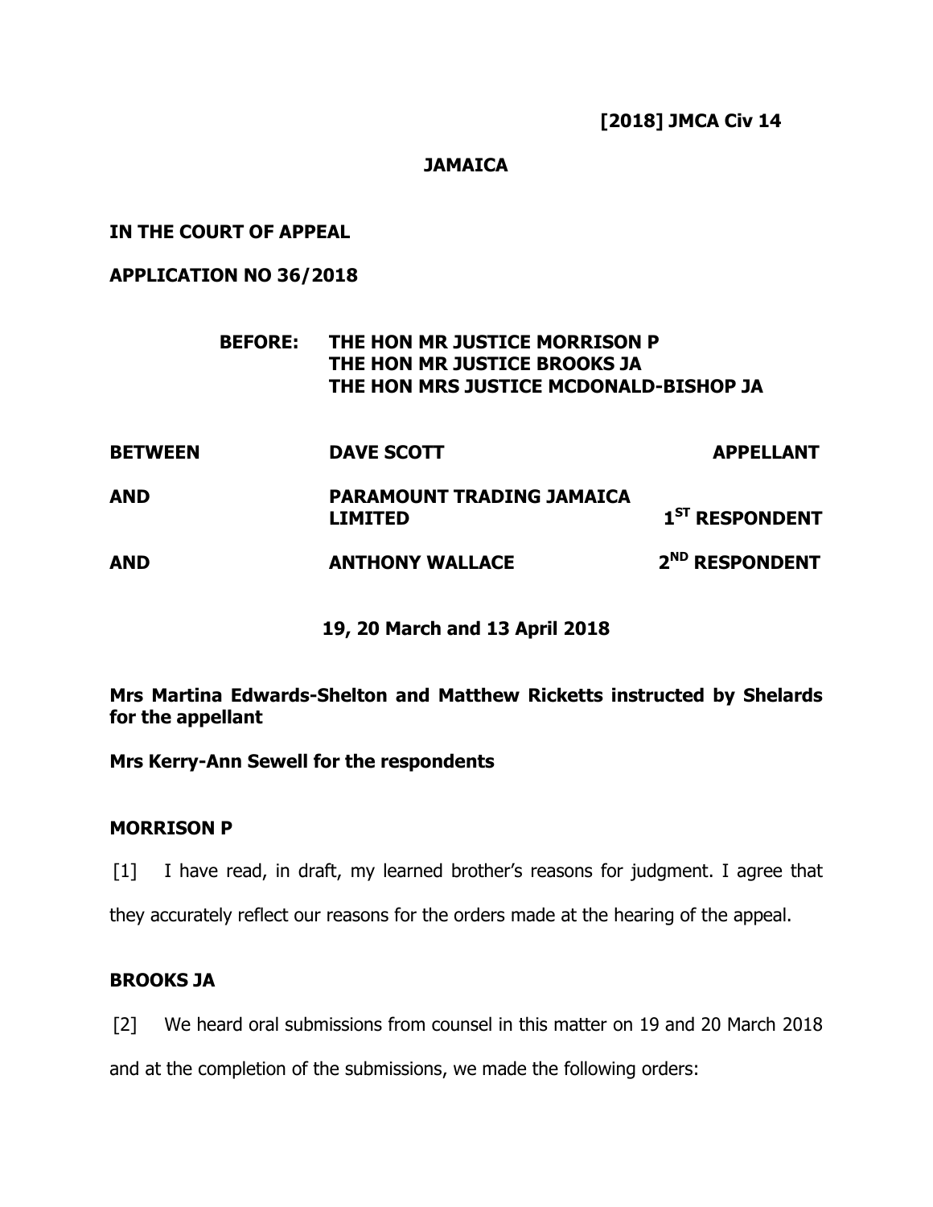**[2018] JMCA Civ 14**

**JAMAICA**

**IN THE COURT OF APPEAL**

**APPLICATION NO 36/2018**

**BEFORE: THE HON MR JUSTICE MORRISON P**
**THE HON MR JUSTICE BROOKS JA**
**THE HON MRS JUSTICE MCDONALD-BISHOP JA**

| | | |
|---|---|---|
| **BETWEEN** | **DAVE SCOTT** | **APPELLANT** |
| **AND** | **PARAMOUNT TRADING JAMAICA LIMITED** | **1ST RESPONDENT** |
| **AND** | **ANTHONY WALLACE** | **2ND RESPONDENT** |

**19, 20 March and 13 April 2018**

**Mrs Martina Edwards-Shelton and Matthew Ricketts instructed by Shelards for the appellant**

**Mrs Kerry-Ann Sewell for the respondents**

## MORRISON P

[1] I have read, in draft, my learned brother's reasons for judgment. I agree that they accurately reflect our reasons for the orders made at the hearing of the appeal.

## BROOKS JA

[2] We heard oral submissions from counsel in this matter on 19 and 20 March 2018 and at the completion of the submissions, we made the following orders: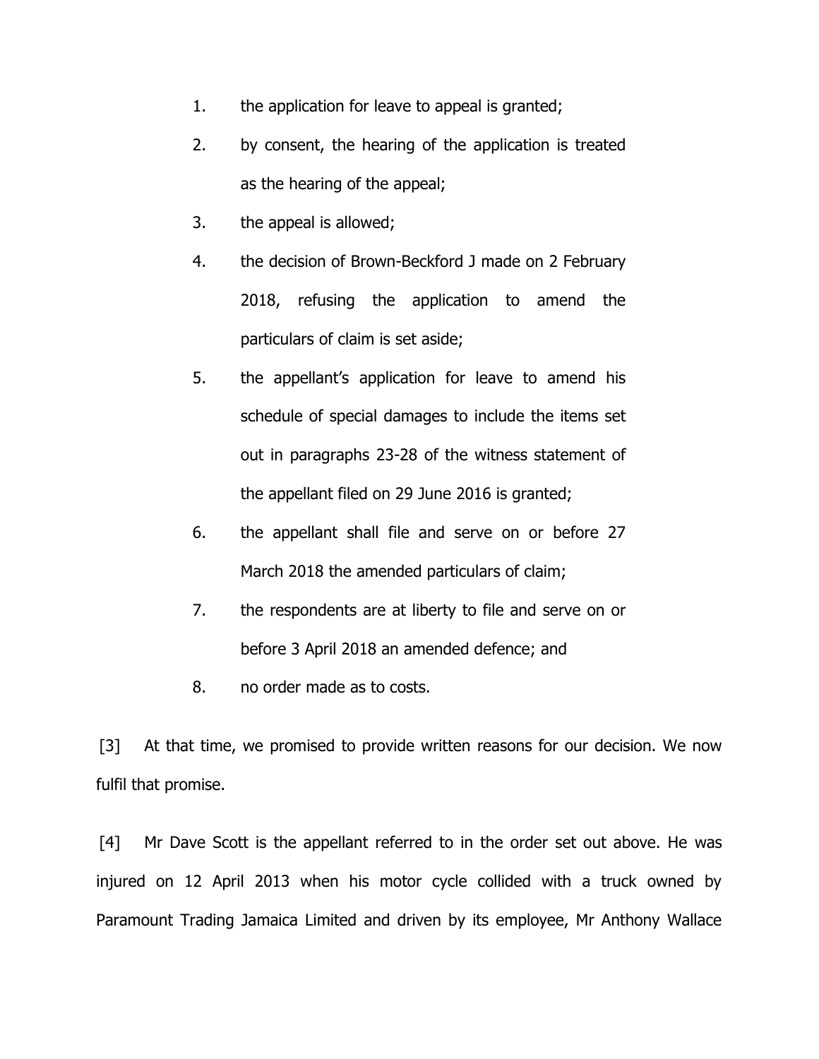1. the application for leave to appeal is granted;
2. by consent, the hearing of the application is treated as the hearing of the appeal;
3. the appeal is allowed;
4. the decision of Brown-Beckford J made on 2 February 2018, refusing the application to amend the particulars of claim is set aside;
5. the appellant's application for leave to amend his schedule of special damages to include the items set out in paragraphs 23-28 of the witness statement of the appellant filed on 29 June 2016 is granted;
6. the appellant shall file and serve on or before 27 March 2018 the amended particulars of claim;
7. the respondents are at liberty to file and serve on or before 3 April 2018 an amended defence; and
8. no order made as to costs.

[3] At that time, we promised to provide written reasons for our decision. We now fulfil that promise.

[4] Mr Dave Scott is the appellant referred to in the order set out above. He was injured on 12 April 2013 when his motor cycle collided with a truck owned by Paramount Trading Jamaica Limited and driven by its employee, Mr Anthony Wallace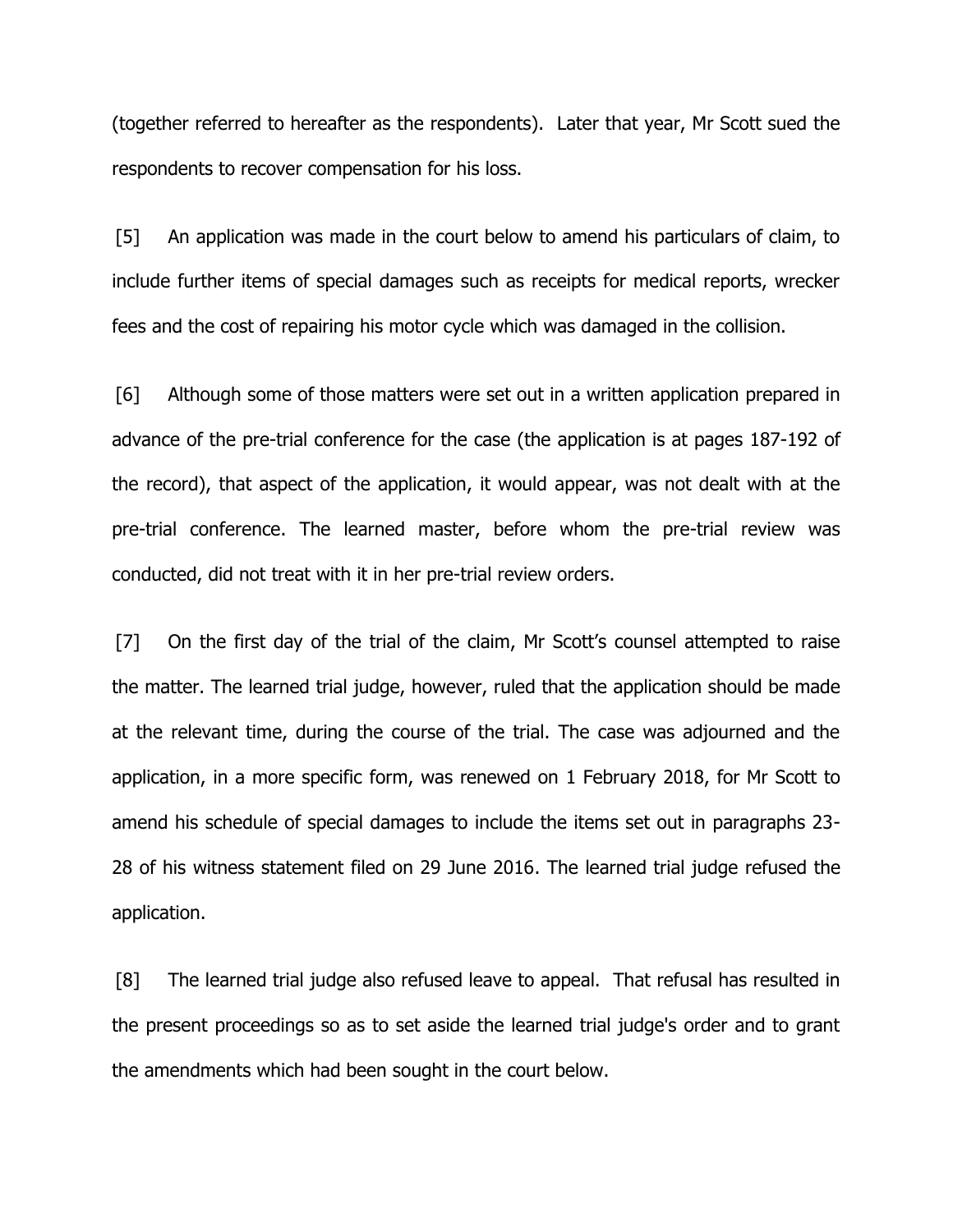(together referred to hereafter as the respondents). Later that year, Mr Scott sued the respondents to recover compensation for his loss.

[5] An application was made in the court below to amend his particulars of claim, to include further items of special damages such as receipts for medical reports, wrecker fees and the cost of repairing his motor cycle which was damaged in the collision.

[6] Although some of those matters were set out in a written application prepared in advance of the pre-trial conference for the case (the application is at pages 187-192 of the record), that aspect of the application, it would appear, was not dealt with at the pre-trial conference. The learned master, before whom the pre-trial review was conducted, did not treat with it in her pre-trial review orders.

[7] On the first day of the trial of the claim, Mr Scott's counsel attempted to raise the matter. The learned trial judge, however, ruled that the application should be made at the relevant time, during the course of the trial. The case was adjourned and the application, in a more specific form, was renewed on 1 February 2018, for Mr Scott to amend his schedule of special damages to include the items set out in paragraphs 23-28 of his witness statement filed on 29 June 2016. The learned trial judge refused the application.

[8] The learned trial judge also refused leave to appeal. That refusal has resulted in the present proceedings so as to set aside the learned trial judge's order and to grant the amendments which had been sought in the court below.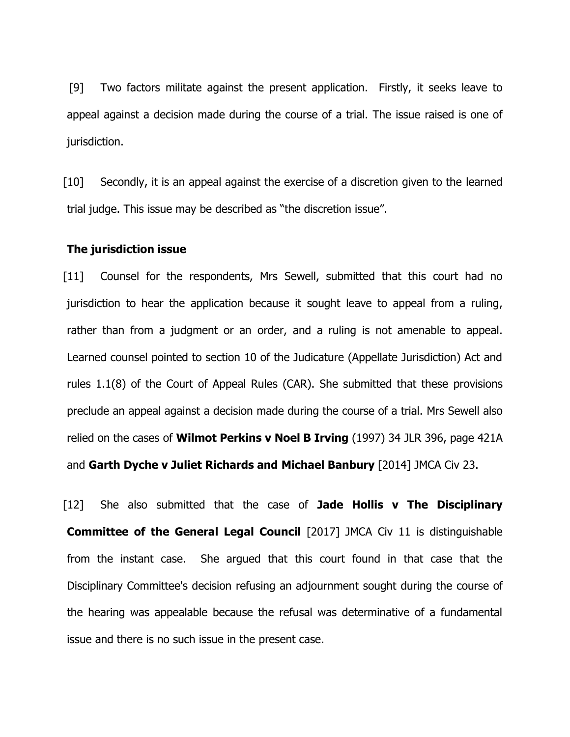[9] Two factors militate against the present application. Firstly, it seeks leave to appeal against a decision made during the course of a trial. The issue raised is one of jurisdiction.

[10] Secondly, it is an appeal against the exercise of a discretion given to the learned trial judge. This issue may be described as "the discretion issue".

**The jurisdiction issue**

[11] Counsel for the respondents, Mrs Sewell, submitted that this court had no jurisdiction to hear the application because it sought leave to appeal from a ruling, rather than from a judgment or an order, and a ruling is not amenable to appeal. Learned counsel pointed to section 10 of the Judicature (Appellate Jurisdiction) Act and rules 1.1(8) of the Court of Appeal Rules (CAR). She submitted that these provisions preclude an appeal against a decision made during the course of a trial. Mrs Sewell also relied on the cases of **Wilmot Perkins v Noel B Irving** (1997) 34 JLR 396, page 421A and **Garth Dyche v Juliet Richards and Michael Banbury** [2014] JMCA Civ 23.

[12] She also submitted that the case of **Jade Hollis v The Disciplinary Committee of the General Legal Council** [2017] JMCA Civ 11 is distinguishable from the instant case. She argued that this court found in that case that the Disciplinary Committee's decision refusing an adjournment sought during the course of the hearing was appealable because the refusal was determinative of a fundamental issue and there is no such issue in the present case.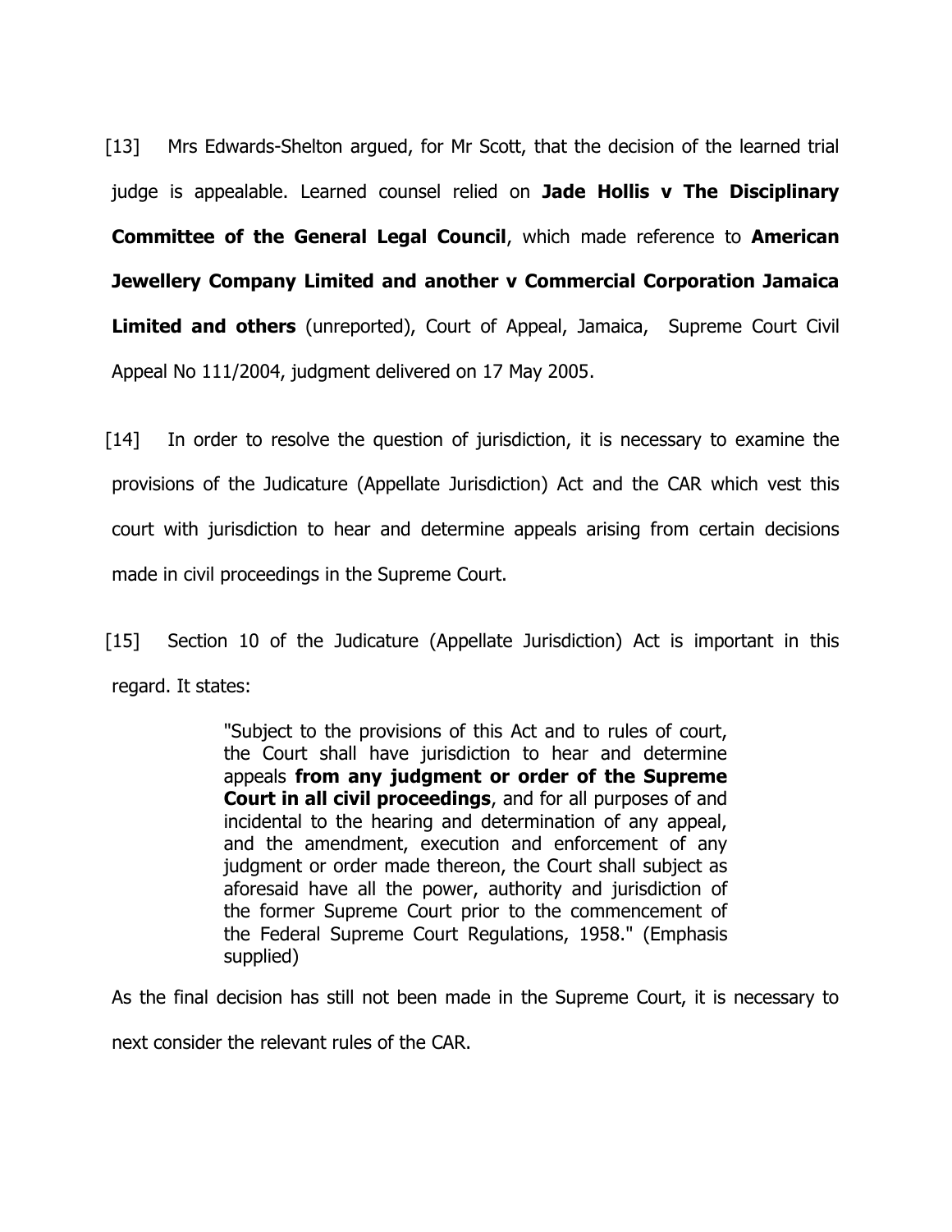[13] Mrs Edwards-Shelton argued, for Mr Scott, that the decision of the learned trial judge is appealable. Learned counsel relied on **Jade Hollis v The Disciplinary Committee of the General Legal Council**, which made reference to **American Jewellery Company Limited and another v Commercial Corporation Jamaica Limited and others** (unreported), Court of Appeal, Jamaica, Supreme Court Civil Appeal No 111/2004, judgment delivered on 17 May 2005.

[14] In order to resolve the question of jurisdiction, it is necessary to examine the provisions of the Judicature (Appellate Jurisdiction) Act and the CAR which vest this court with jurisdiction to hear and determine appeals arising from certain decisions made in civil proceedings in the Supreme Court.

[15] Section 10 of the Judicature (Appellate Jurisdiction) Act is important in this regard. It states:

> "Subject to the provisions of this Act and to rules of court, the Court shall have jurisdiction to hear and determine appeals **from any judgment or order of the Supreme Court in all civil proceedings**, and for all purposes of and incidental to the hearing and determination of any appeal, and the amendment, execution and enforcement of any judgment or order made thereon, the Court shall subject as aforesaid have all the power, authority and jurisdiction of the former Supreme Court prior to the commencement of the Federal Supreme Court Regulations, 1958." (Emphasis supplied)

As the final decision has still not been made in the Supreme Court, it is necessary to next consider the relevant rules of the CAR.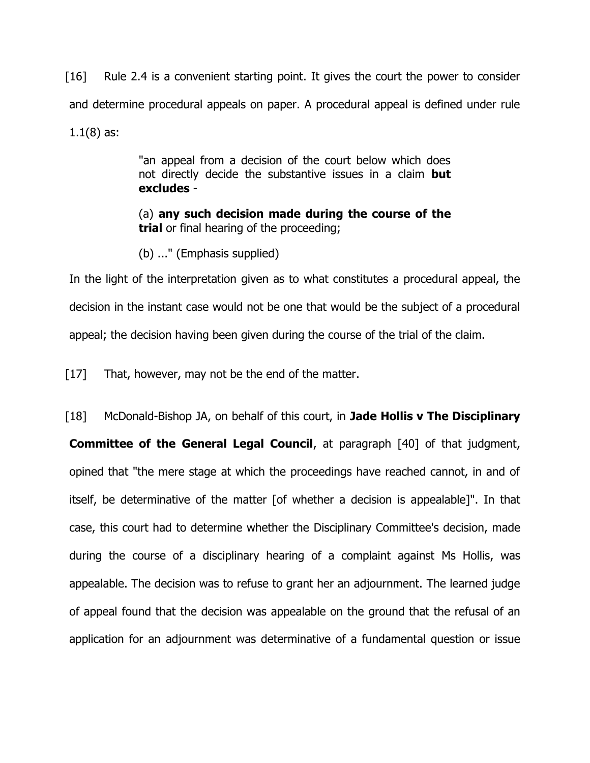[16] Rule 2.4 is a convenient starting point. It gives the court the power to consider and determine procedural appeals on paper. A procedural appeal is defined under rule 1.1(8) as:

> "an appeal from a decision of the court below which does not directly decide the substantive issues in a claim **but excludes** -
>
> (a) **any such decision made during the course of the trial** or final hearing of the proceeding;
>
> (b) ..." (Emphasis supplied)

In the light of the interpretation given as to what constitutes a procedural appeal, the decision in the instant case would not be one that would be the subject of a procedural appeal; the decision having been given during the course of the trial of the claim.

[17] That, however, may not be the end of the matter.

[18] McDonald-Bishop JA, on behalf of this court, in **Jade Hollis v The Disciplinary Committee of the General Legal Council**, at paragraph [40] of that judgment, opined that "the mere stage at which the proceedings have reached cannot, in and of itself, be determinative of the matter [of whether a decision is appealable]". In that case, this court had to determine whether the Disciplinary Committee's decision, made during the course of a disciplinary hearing of a complaint against Ms Hollis, was appealable. The decision was to refuse to grant her an adjournment. The learned judge of appeal found that the decision was appealable on the ground that the refusal of an application for an adjournment was determinative of a fundamental question or issue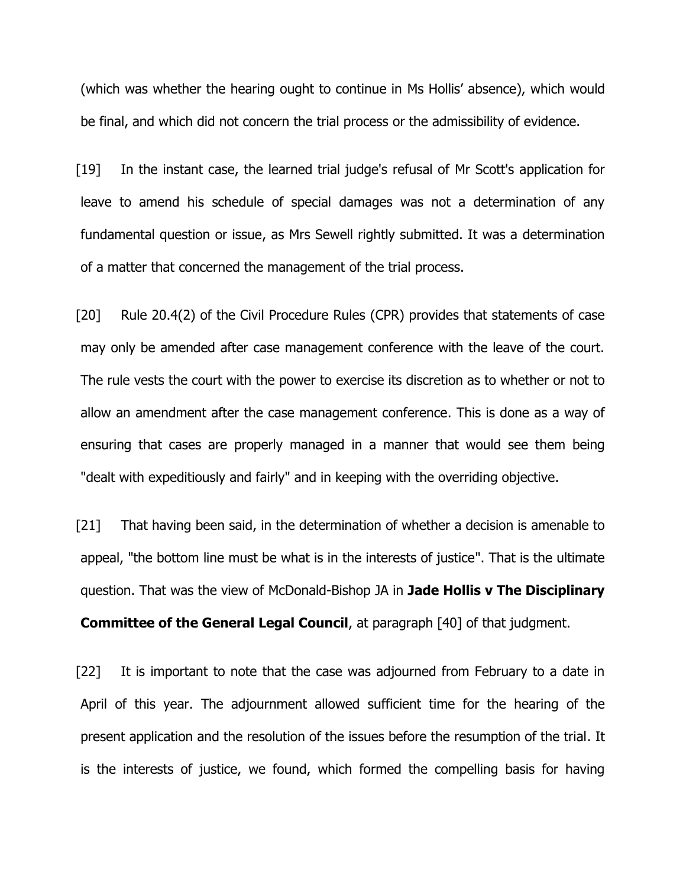(which was whether the hearing ought to continue in Ms Hollis' absence), which would be final, and which did not concern the trial process or the admissibility of evidence.

[19] In the instant case, the learned trial judge's refusal of Mr Scott's application for leave to amend his schedule of special damages was not a determination of any fundamental question or issue, as Mrs Sewell rightly submitted. It was a determination of a matter that concerned the management of the trial process.

[20] Rule 20.4(2) of the Civil Procedure Rules (CPR) provides that statements of case may only be amended after case management conference with the leave of the court. The rule vests the court with the power to exercise its discretion as to whether or not to allow an amendment after the case management conference. This is done as a way of ensuring that cases are properly managed in a manner that would see them being "dealt with expeditiously and fairly" and in keeping with the overriding objective.

[21] That having been said, in the determination of whether a decision is amenable to appeal, "the bottom line must be what is in the interests of justice". That is the ultimate question. That was the view of McDonald-Bishop JA in **Jade Hollis v The Disciplinary Committee of the General Legal Council**, at paragraph [40] of that judgment.

[22] It is important to note that the case was adjourned from February to a date in April of this year. The adjournment allowed sufficient time for the hearing of the present application and the resolution of the issues before the resumption of the trial. It is the interests of justice, we found, which formed the compelling basis for having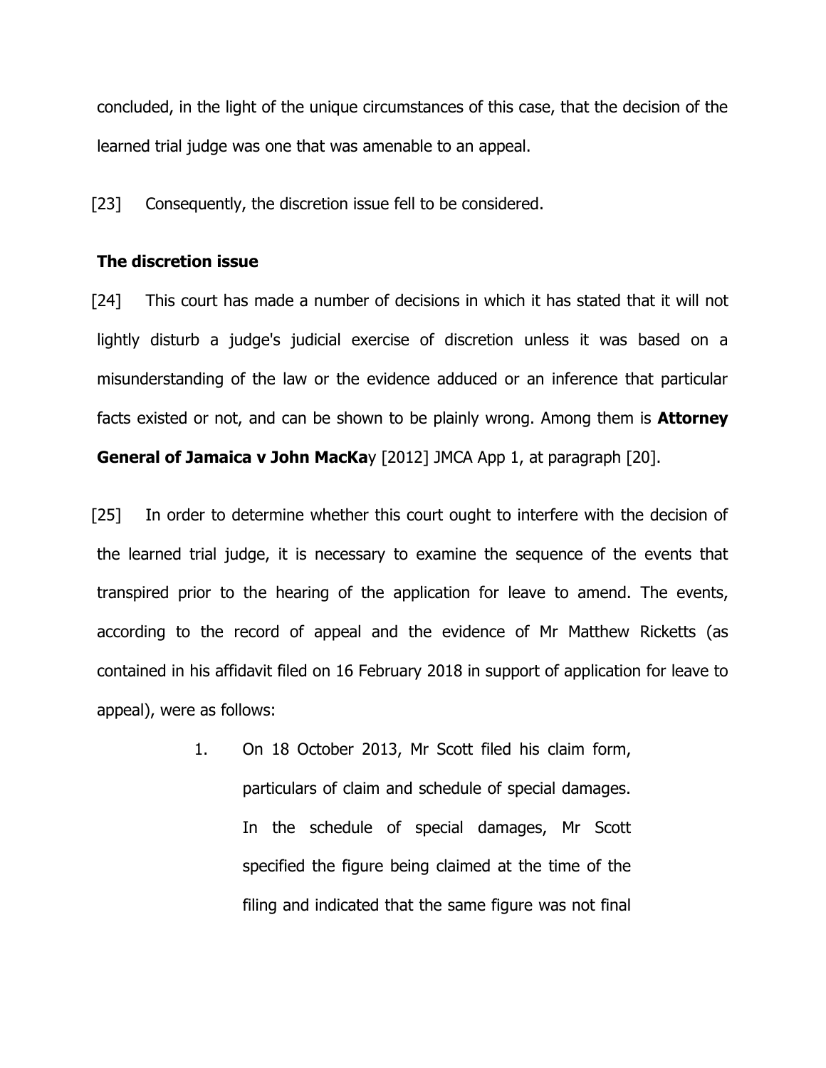concluded, in the light of the unique circumstances of this case, that the decision of the learned trial judge was one that was amenable to an appeal.

[23] Consequently, the discretion issue fell to be considered.

**The discretion issue**

[24] This court has made a number of decisions in which it has stated that it will not lightly disturb a judge's judicial exercise of discretion unless it was based on a misunderstanding of the law or the evidence adduced or an inference that particular facts existed or not, and can be shown to be plainly wrong. Among them is **Attorney General of Jamaica v John MacKa**y [2012] JMCA App 1, at paragraph [20].

[25] In order to determine whether this court ought to interfere with the decision of the learned trial judge, it is necessary to examine the sequence of the events that transpired prior to the hearing of the application for leave to amend. The events, according to the record of appeal and the evidence of Mr Matthew Ricketts (as contained in his affidavit filed on 16 February 2018 in support of application for leave to appeal), were as follows:

1. On 18 October 2013, Mr Scott filed his claim form, particulars of claim and schedule of special damages. In the schedule of special damages, Mr Scott specified the figure being claimed at the time of the filing and indicated that the same figure was not final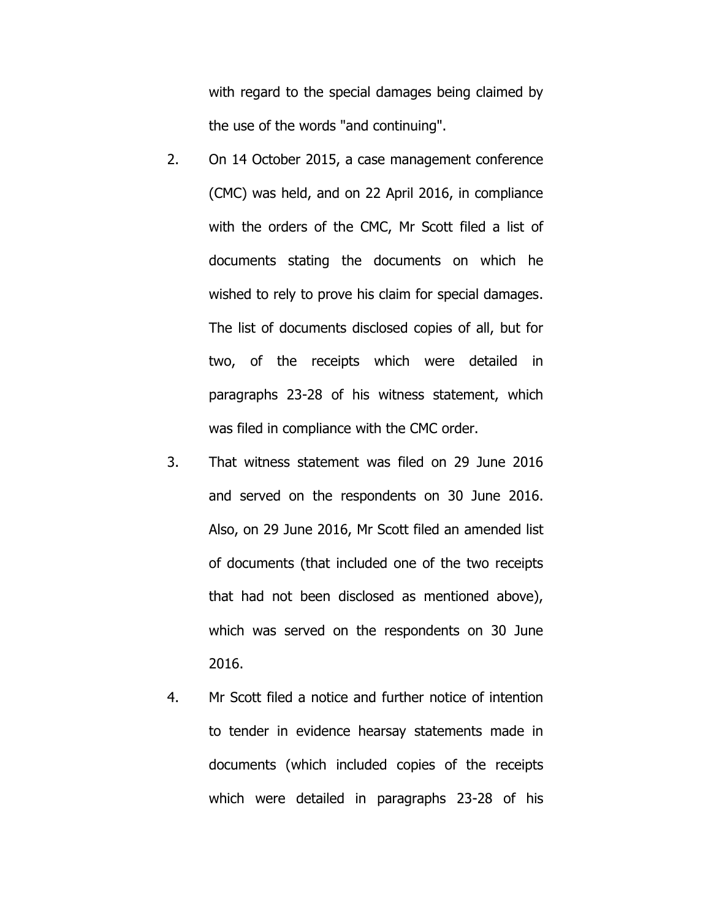with regard to the special damages being claimed by the use of the words "and continuing".

2. On 14 October 2015, a case management conference (CMC) was held, and on 22 April 2016, in compliance with the orders of the CMC, Mr Scott filed a list of documents stating the documents on which he wished to rely to prove his claim for special damages. The list of documents disclosed copies of all, but for two, of the receipts which were detailed in paragraphs 23-28 of his witness statement, which was filed in compliance with the CMC order.

3. That witness statement was filed on 29 June 2016 and served on the respondents on 30 June 2016. Also, on 29 June 2016, Mr Scott filed an amended list of documents (that included one of the two receipts that had not been disclosed as mentioned above), which was served on the respondents on 30 June 2016.

4. Mr Scott filed a notice and further notice of intention to tender in evidence hearsay statements made in documents (which included copies of the receipts which were detailed in paragraphs 23-28 of his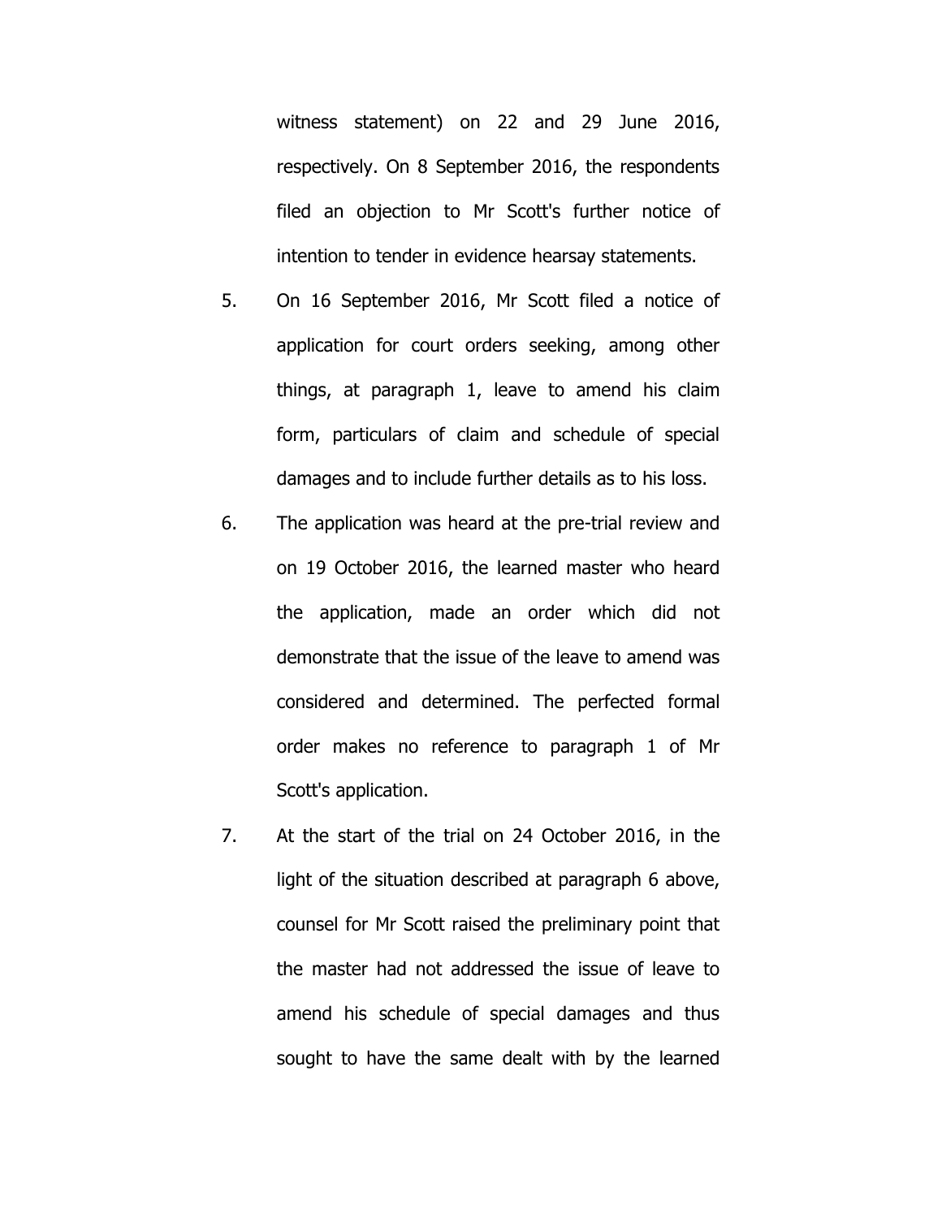witness statement) on 22 and 29 June 2016, respectively. On 8 September 2016, the respondents filed an objection to Mr Scott's further notice of intention to tender in evidence hearsay statements.

5. On 16 September 2016, Mr Scott filed a notice of application for court orders seeking, among other things, at paragraph 1, leave to amend his claim form, particulars of claim and schedule of special damages and to include further details as to his loss.

6. The application was heard at the pre-trial review and on 19 October 2016, the learned master who heard the application, made an order which did not demonstrate that the issue of the leave to amend was considered and determined. The perfected formal order makes no reference to paragraph 1 of Mr Scott's application.

7. At the start of the trial on 24 October 2016, in the light of the situation described at paragraph 6 above, counsel for Mr Scott raised the preliminary point that the master had not addressed the issue of leave to amend his schedule of special damages and thus sought to have the same dealt with by the learned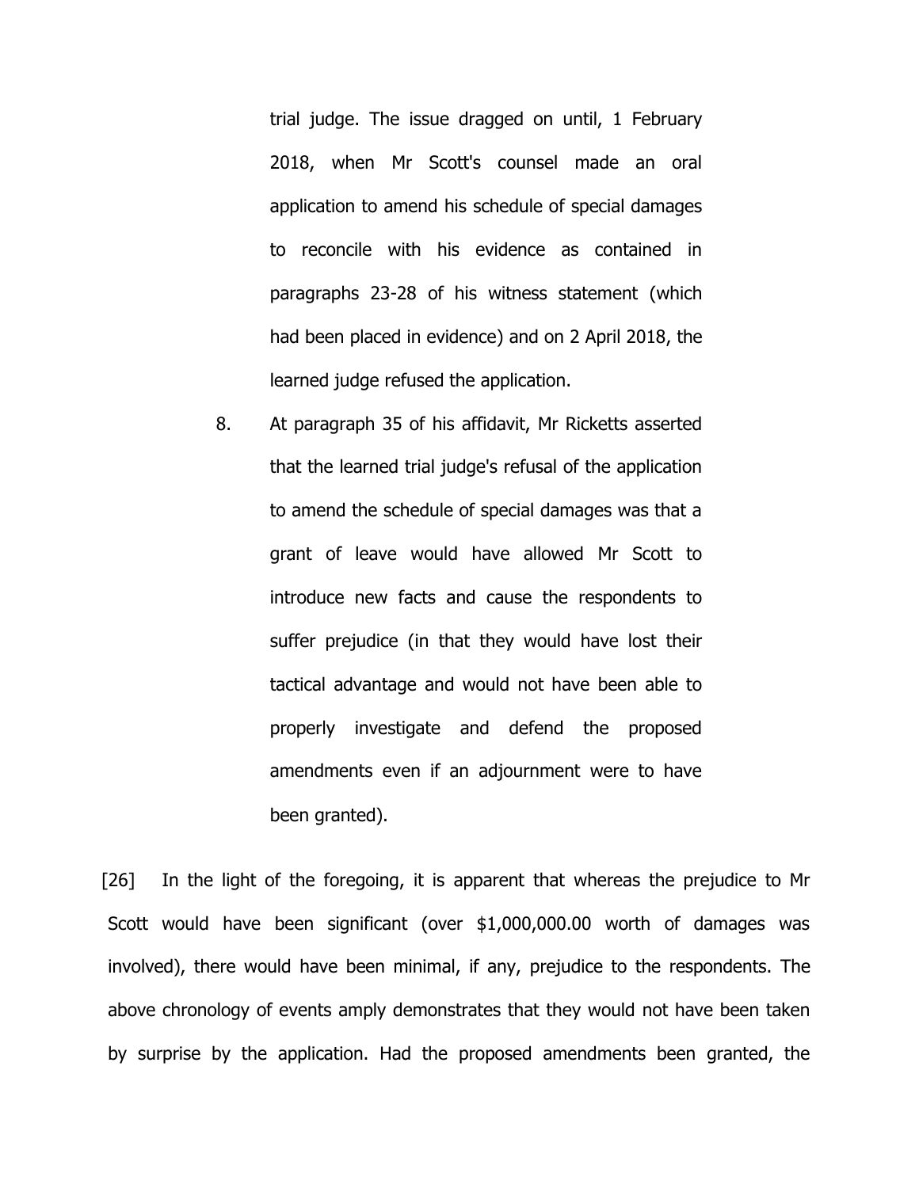trial judge. The issue dragged on until, 1 February 2018, when Mr Scott's counsel made an oral application to amend his schedule of special damages to reconcile with his evidence as contained in paragraphs 23-28 of his witness statement (which had been placed in evidence) and on 2 April 2018, the learned judge refused the application.

8. At paragraph 35 of his affidavit, Mr Ricketts asserted that the learned trial judge's refusal of the application to amend the schedule of special damages was that a grant of leave would have allowed Mr Scott to introduce new facts and cause the respondents to suffer prejudice (in that they would have lost their tactical advantage and would not have been able to properly investigate and defend the proposed amendments even if an adjournment were to have been granted).

[26] In the light of the foregoing, it is apparent that whereas the prejudice to Mr Scott would have been significant (over $1,000,000.00 worth of damages was involved), there would have been minimal, if any, prejudice to the respondents. The above chronology of events amply demonstrates that they would not have been taken by surprise by the application. Had the proposed amendments been granted, the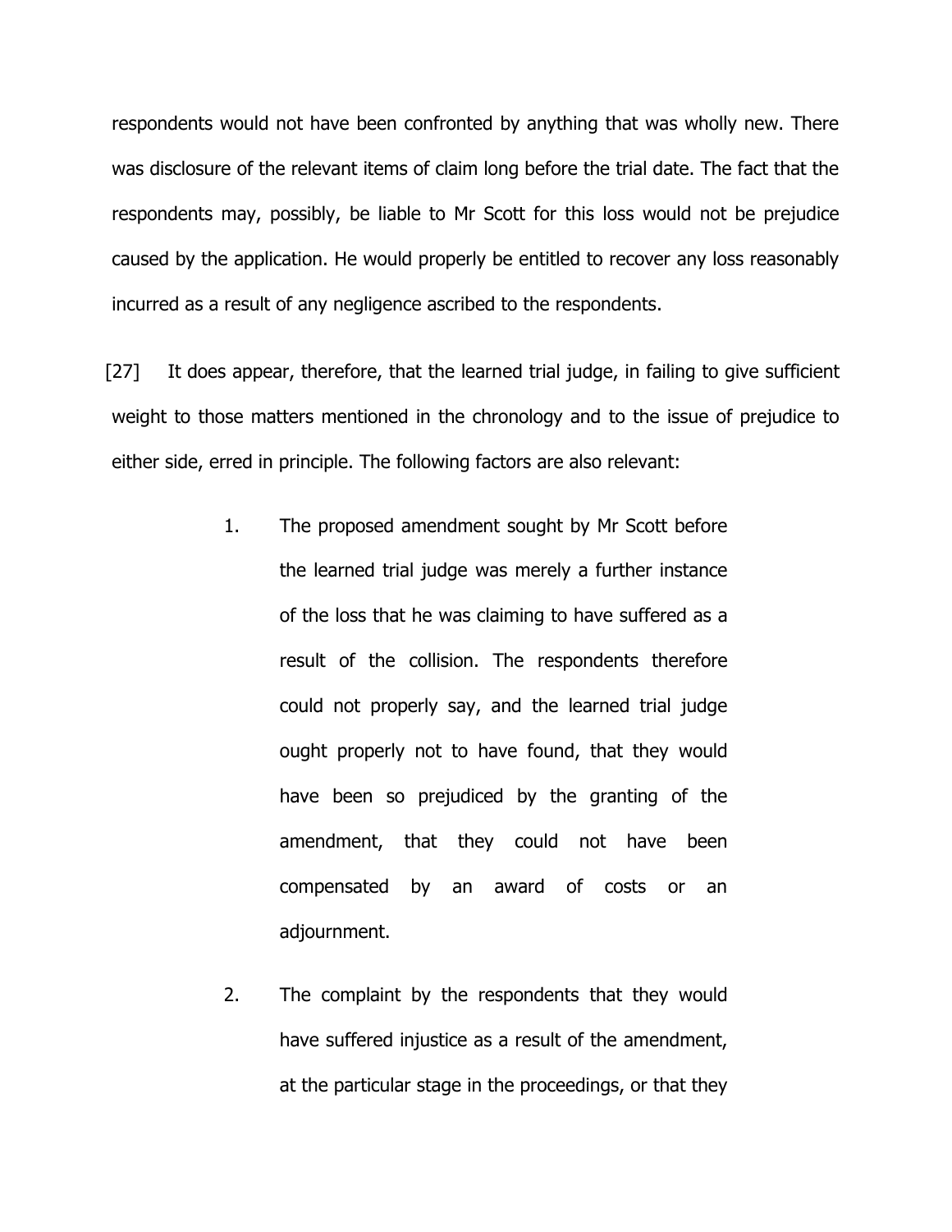respondents would not have been confronted by anything that was wholly new. There was disclosure of the relevant items of claim long before the trial date. The fact that the respondents may, possibly, be liable to Mr Scott for this loss would not be prejudice caused by the application. He would properly be entitled to recover any loss reasonably incurred as a result of any negligence ascribed to the respondents.

[27] It does appear, therefore, that the learned trial judge, in failing to give sufficient weight to those matters mentioned in the chronology and to the issue of prejudice to either side, erred in principle. The following factors are also relevant:

1. The proposed amendment sought by Mr Scott before the learned trial judge was merely a further instance of the loss that he was claiming to have suffered as a result of the collision. The respondents therefore could not properly say, and the learned trial judge ought properly not to have found, that they would have been so prejudiced by the granting of the amendment, that they could not have been compensated by an award of costs or an adjournment.

2. The complaint by the respondents that they would have suffered injustice as a result of the amendment, at the particular stage in the proceedings, or that they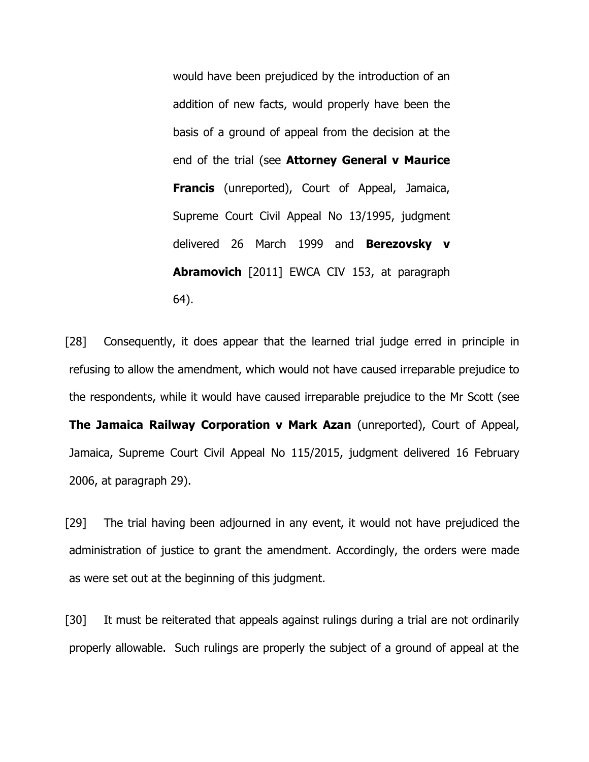> would have been prejudiced by the introduction of an addition of new facts, would properly have been the basis of a ground of appeal from the decision at the end of the trial (see **Attorney General v Maurice Francis** (unreported), Court of Appeal, Jamaica, Supreme Court Civil Appeal No 13/1995, judgment delivered 26 March 1999 and **Berezovsky v Abramovich** [2011] EWCA CIV 153, at paragraph 64).

[28] Consequently, it does appear that the learned trial judge erred in principle in refusing to allow the amendment, which would not have caused irreparable prejudice to the respondents, while it would have caused irreparable prejudice to the Mr Scott (see **The Jamaica Railway Corporation v Mark Azan** (unreported), Court of Appeal, Jamaica, Supreme Court Civil Appeal No 115/2015, judgment delivered 16 February 2006, at paragraph 29).

[29] The trial having been adjourned in any event, it would not have prejudiced the administration of justice to grant the amendment. Accordingly, the orders were made as were set out at the beginning of this judgment.

[30] It must be reiterated that appeals against rulings during a trial are not ordinarily properly allowable. Such rulings are properly the subject of a ground of appeal at the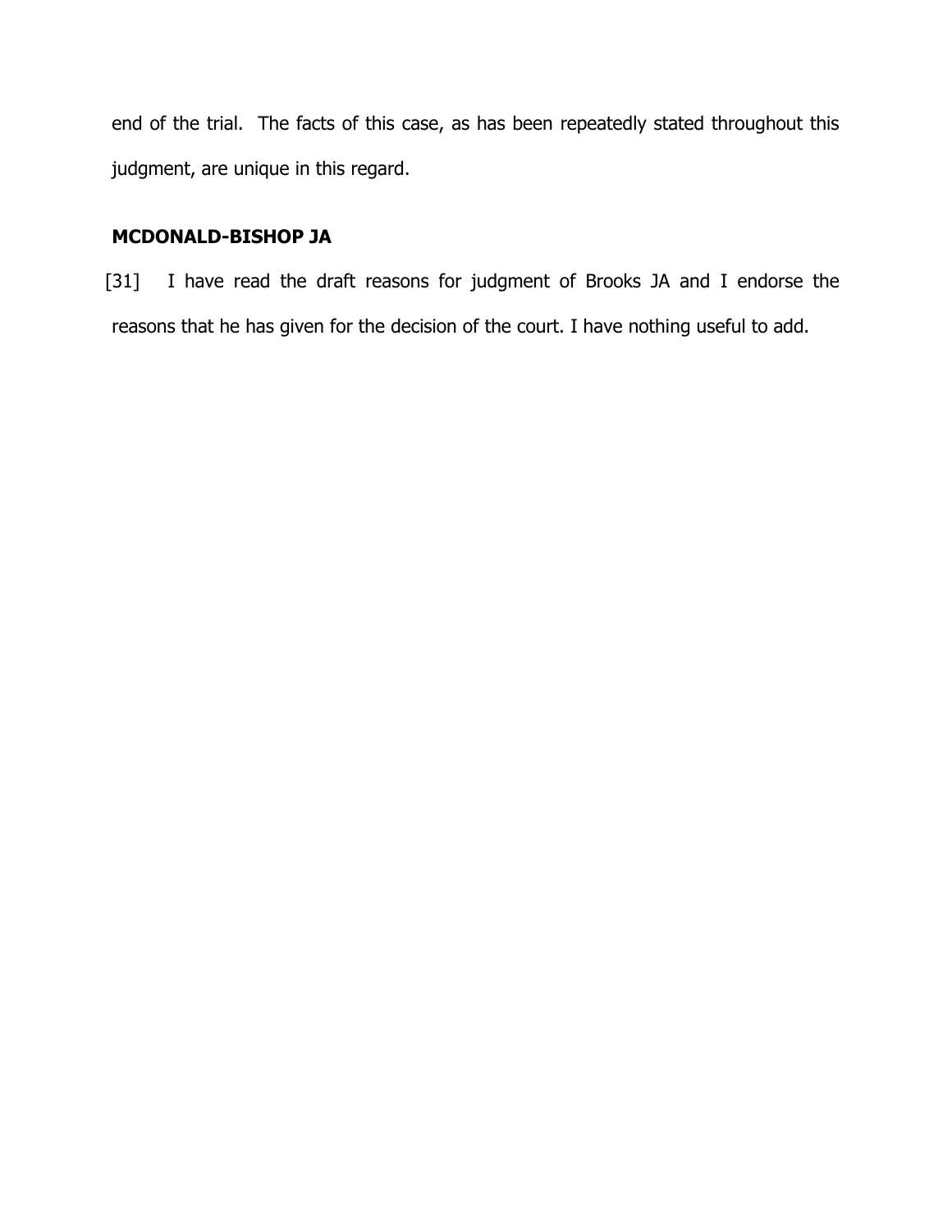end of the trial. The facts of this case, as has been repeatedly stated throughout this judgment, are unique in this regard.

**MCDONALD-BISHOP JA**

[31] I have read the draft reasons for judgment of Brooks JA and I endorse the reasons that he has given for the decision of the court. I have nothing useful to add.